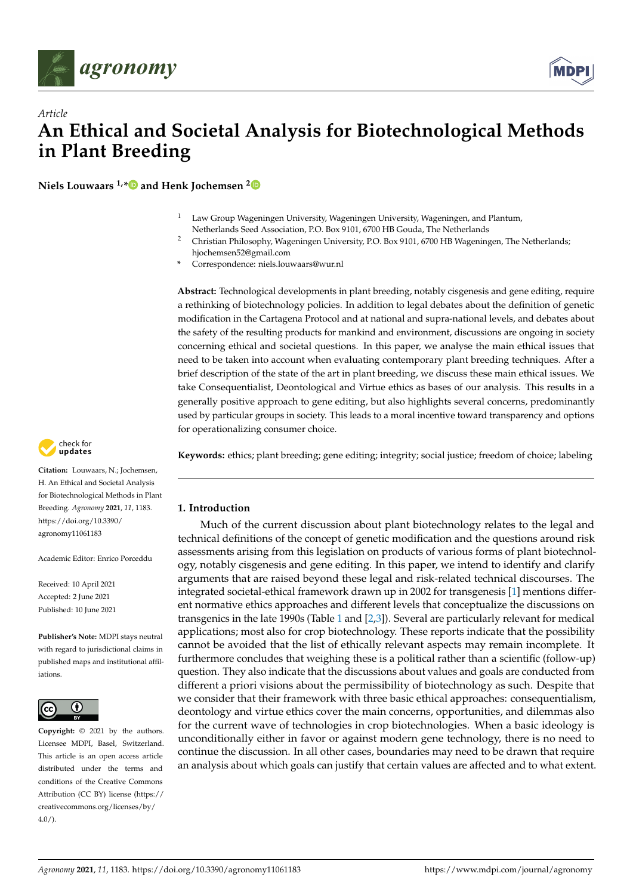*Article*

# An Ethical and Societal Analysis for Biotechnological Methods in Plant Breeding

**Niels Louwaars** [1,*] **and Henk Jochemsen** [2]

[1] Law Group Wageningen University, Wageningen University, Wageningen, and Plantum, Netherlands Seed Association, P.O. Box 9101, 6700 HB Gouda, The Netherlands

[2] Christian Philosophy, Wageningen University, P.O. Box 9101, 6700 HB Wageningen, The Netherlands; hjochemsen52@gmail.com

\* Correspondence: niels.louwaars@wur.nl

**Abstract:** Technological developments in plant breeding, notably cisgenesis and gene editing, require a rethinking of biotechnology policies. In addition to legal debates about the definition of genetic modification in the Cartagena Protocol and at national and supra-national levels, and debates about the safety of the resulting products for mankind and environment, discussions are ongoing in society concerning ethical and societal questions. In this paper, we analyse the main ethical issues that need to be taken into account when evaluating contemporary plant breeding techniques. After a brief description of the state of the art in plant breeding, we discuss these main ethical issues. We take Consequentialist, Deontological and Virtue ethics as bases of our analysis. This results in a generally positive approach to gene editing, but also highlights several concerns, predominantly used by particular groups in society. This leads to a moral incentive toward transparency and options for operationalizing consumer choice.

**Keywords:** ethics; plant breeding; gene editing; integrity; social justice; freedom of choice; labeling

**Citation:** Louwaars, N.; Jochemsen, H. An Ethical and Societal Analysis for Biotechnological Methods in Plant Breeding. *Agronomy* **2021**, *11*, 1183. https://doi.org/10.3390/agronomy11061183

Academic Editor: Enrico Porceddu

Received: 10 April 2021
Accepted: 2 June 2021
Published: 10 June 2021

**Publisher's Note:** MDPI stays neutral with regard to jurisdictional claims in published maps and institutional affiliations.

**Copyright:** © 2021 by the authors. Licensee MDPI, Basel, Switzerland. This article is an open access article distributed under the terms and conditions of the Creative Commons Attribution (CC BY) license (https://creativecommons.org/licenses/by/4.0/).

## 1. Introduction

Much of the current discussion about plant biotechnology relates to the legal and technical definitions of the concept of genetic modification and the questions around risk assessments arising from this legislation on products of various forms of plant biotechnology, notably cisgenesis and gene editing. In this paper, we intend to identify and clarify arguments that are raised beyond these legal and risk-related technical discourses. The integrated societal-ethical framework drawn up in 2002 for transgenesis [1] mentions different normative ethics approaches and different levels that conceptualize the discussions on transgenics in the late 1990s (Table 1 and [2,3]). Several are particularly relevant for medical applications; most also for crop biotechnology. These reports indicate that the possibility cannot be avoided that the list of ethically relevant aspects may remain incomplete. It furthermore concludes that weighing these is a political rather than a scientific (follow-up) question. They also indicate that the discussions about values and goals are conducted from different a priori visions about the permissibility of biotechnology as such. Despite that we consider that their framework with three basic ethical approaches: consequentialism, deontology and virtue ethics cover the main concerns, opportunities, and dilemmas also for the current wave of technologies in crop biotechnologies. When a basic ideology is unconditionally either in favor or against modern gene technology, there is no need to continue the discussion. In all other cases, boundaries may need to be drawn that require an analysis about which goals can justify that certain values are affected and to what extent.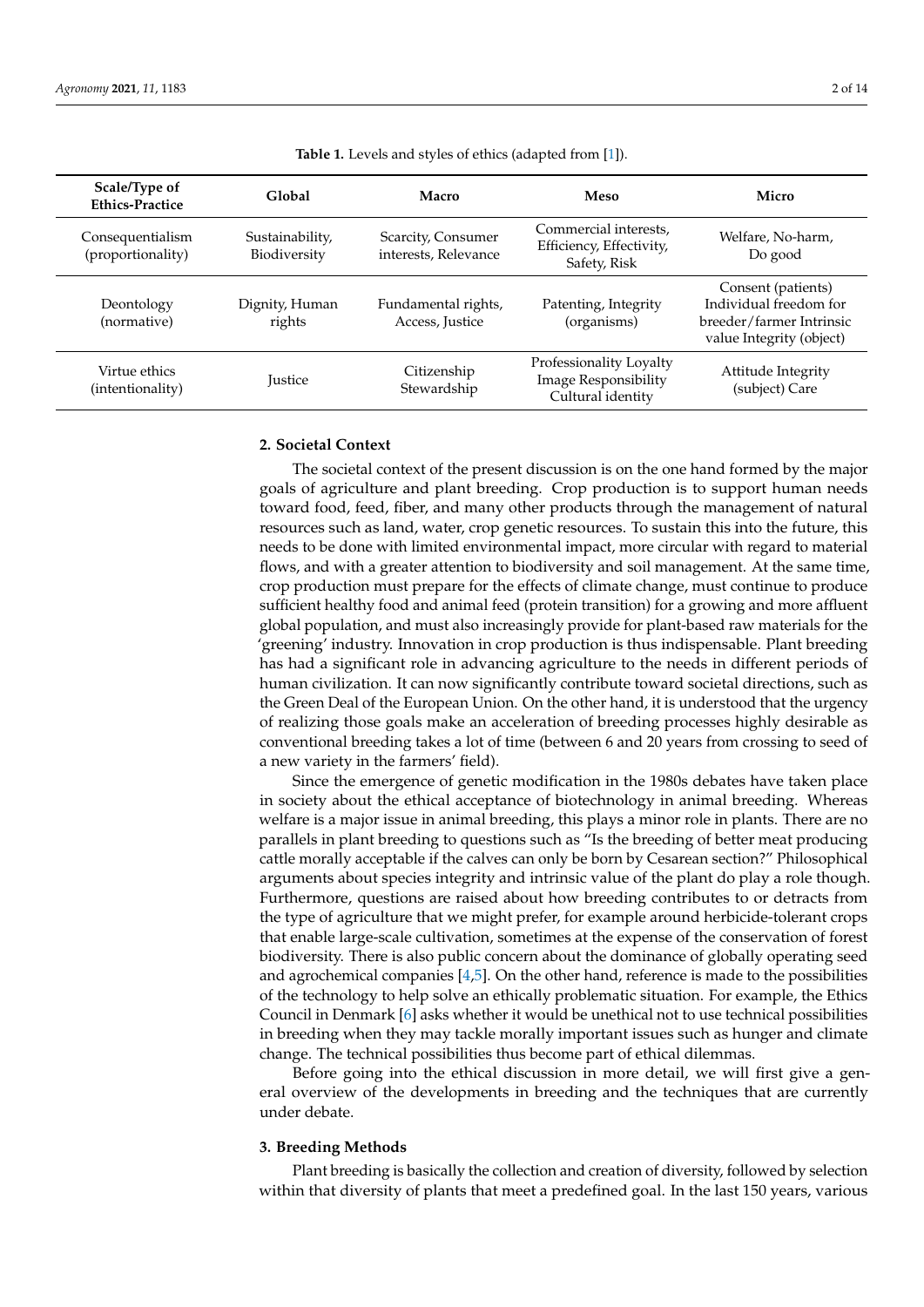**Table 1.** Levels and styles of ethics (adapted from [1]).

| Scale/Type of Ethics-Practice | Global | Macro | Meso | Micro |
|---|---|---|---|---|
| Consequentialism (proportionality) | Sustainability, Biodiversity | Scarcity, Consumer interests, Relevance | Commercial interests, Efficiency, Effectivity, Safety, Risk | Welfare, No-harm, Do good |
| Deontology (normative) | Dignity, Human rights | Fundamental rights, Access, Justice | Patenting, Integrity (organisms) | Consent (patients) Individual freedom for breeder/farmer Intrinsic value Integrity (object) |
| Virtue ethics (intentionality) | Justice | Citizenship Stewardship | Professionality Loyalty Image Responsibility Cultural identity | Attitude Integrity (subject) Care |

## 2. Societal Context

The societal context of the present discussion is on the one hand formed by the major goals of agriculture and plant breeding. Crop production is to support human needs toward food, feed, fiber, and many other products through the management of natural resources such as land, water, crop genetic resources. To sustain this into the future, this needs to be done with limited environmental impact, more circular with regard to material flows, and with a greater attention to biodiversity and soil management. At the same time, crop production must prepare for the effects of climate change, must continue to produce sufficient healthy food and animal feed (protein transition) for a growing and more affluent global population, and must also increasingly provide for plant-based raw materials for the 'greening' industry. Innovation in crop production is thus indispensable. Plant breeding has had a significant role in advancing agriculture to the needs in different periods of human civilization. It can now significantly contribute toward societal directions, such as the Green Deal of the European Union. On the other hand, it is understood that the urgency of realizing those goals make an acceleration of breeding processes highly desirable as conventional breeding takes a lot of time (between 6 and 20 years from crossing to seed of a new variety in the farmers' field).

Since the emergence of genetic modification in the 1980s debates have taken place in society about the ethical acceptance of biotechnology in animal breeding. Whereas welfare is a major issue in animal breeding, this plays a minor role in plants. There are no parallels in plant breeding to questions such as "Is the breeding of better meat producing cattle morally acceptable if the calves can only be born by Cesarean section?" Philosophical arguments about species integrity and intrinsic value of the plant do play a role though. Furthermore, questions are raised about how breeding contributes to or detracts from the type of agriculture that we might prefer, for example around herbicide-tolerant crops that enable large-scale cultivation, sometimes at the expense of the conservation of forest biodiversity. There is also public concern about the dominance of globally operating seed and agrochemical companies [4,5]. On the other hand, reference is made to the possibilities of the technology to help solve an ethically problematic situation. For example, the Ethics Council in Denmark [6] asks whether it would be unethical not to use technical possibilities in breeding when they may tackle morally important issues such as hunger and climate change. The technical possibilities thus become part of ethical dilemmas.

Before going into the ethical discussion in more detail, we will first give a general overview of the developments in breeding and the techniques that are currently under debate.

## 3. Breeding Methods

Plant breeding is basically the collection and creation of diversity, followed by selection within that diversity of plants that meet a predefined goal. In the last 150 years, various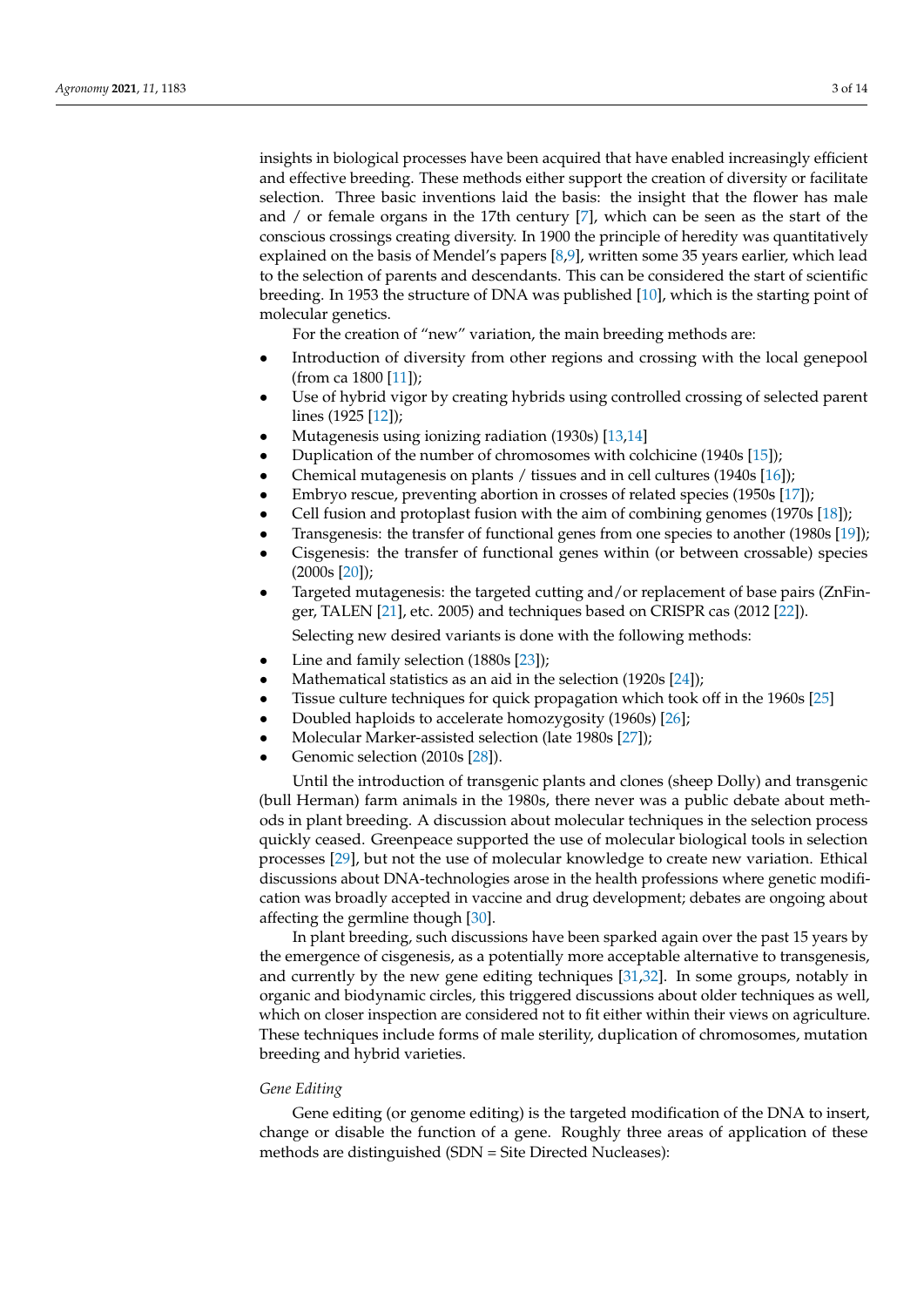insights in biological processes have been acquired that have enabled increasingly efficient and effective breeding. These methods either support the creation of diversity or facilitate selection. Three basic inventions laid the basis: the insight that the flower has male and / or female organs in the 17th century [7], which can be seen as the start of the conscious crossings creating diversity. In 1900 the principle of heredity was quantitatively explained on the basis of Mendel's papers [8,9], written some 35 years earlier, which lead to the selection of parents and descendants. This can be considered the start of scientific breeding. In 1953 the structure of DNA was published [10], which is the starting point of molecular genetics.

For the creation of "new" variation, the main breeding methods are:

- Introduction of diversity from other regions and crossing with the local genepool (from ca 1800 [11]);
- Use of hybrid vigor by creating hybrids using controlled crossing of selected parent lines (1925 [12]);
- Mutagenesis using ionizing radiation (1930s) [13,14]
- Duplication of the number of chromosomes with colchicine (1940s [15]);
- Chemical mutagenesis on plants / tissues and in cell cultures (1940s [16]);
- Embryo rescue, preventing abortion in crosses of related species (1950s [17]);
- Cell fusion and protoplast fusion with the aim of combining genomes (1970s [18]);
- Transgenesis: the transfer of functional genes from one species to another (1980s [19]);
- Cisgenesis: the transfer of functional genes within (or between crossable) species (2000s [20]);
- Targeted mutagenesis: the targeted cutting and/or replacement of base pairs (ZnFinger, TALEN [21], etc. 2005) and techniques based on CRISPR cas (2012 [22]).

Selecting new desired variants is done with the following methods:

- Line and family selection (1880s [23]);
- Mathematical statistics as an aid in the selection (1920s [24]);
- Tissue culture techniques for quick propagation which took off in the 1960s [25]
- Doubled haploids to accelerate homozygosity (1960s) [26];
- Molecular Marker-assisted selection (late 1980s [27]);
- Genomic selection (2010s [28]).

Until the introduction of transgenic plants and clones (sheep Dolly) and transgenic (bull Herman) farm animals in the 1980s, there never was a public debate about methods in plant breeding. A discussion about molecular techniques in the selection process quickly ceased. Greenpeace supported the use of molecular biological tools in selection processes [29], but not the use of molecular knowledge to create new variation. Ethical discussions about DNA-technologies arose in the health professions where genetic modification was broadly accepted in vaccine and drug development; debates are ongoing about affecting the germline though [30].

In plant breeding, such discussions have been sparked again over the past 15 years by the emergence of cisgenesis, as a potentially more acceptable alternative to transgenesis, and currently by the new gene editing techniques [31,32]. In some groups, notably in organic and biodynamic circles, this triggered discussions about older techniques as well, which on closer inspection are considered not to fit either within their views on agriculture. These techniques include forms of male sterility, duplication of chromosomes, mutation breeding and hybrid varieties.

*Gene Editing*

Gene editing (or genome editing) is the targeted modification of the DNA to insert, change or disable the function of a gene. Roughly three areas of application of these methods are distinguished (SDN = Site Directed Nucleases):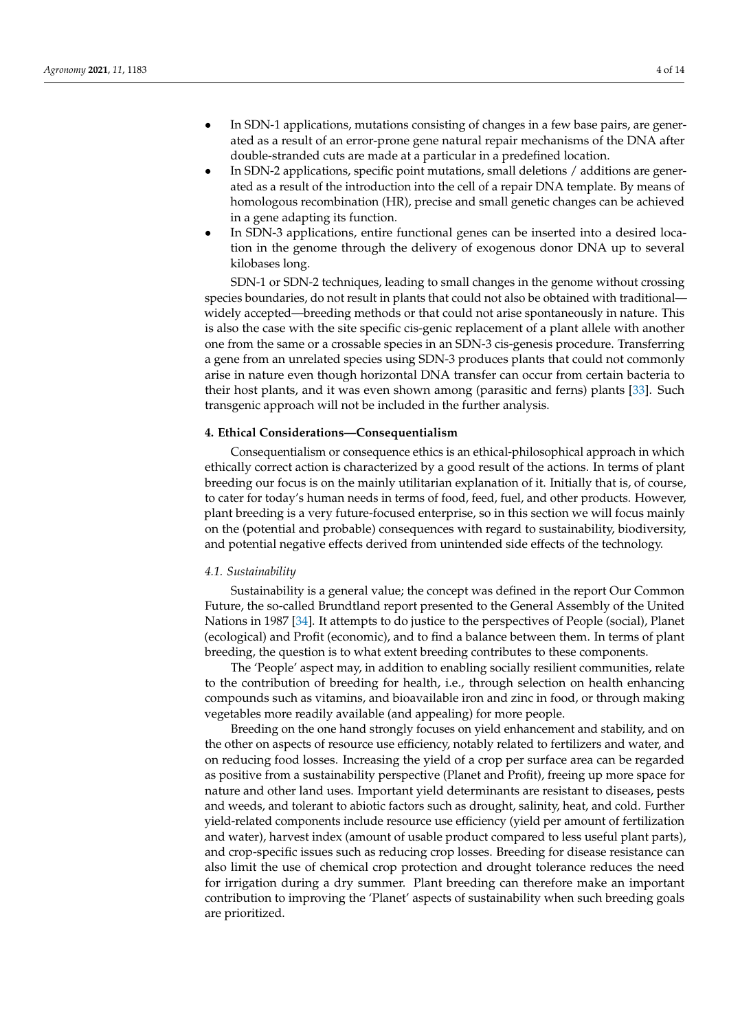- In SDN-1 applications, mutations consisting of changes in a few base pairs, are generated as a result of an error-prone gene natural repair mechanisms of the DNA after double-stranded cuts are made at a particular in a predefined location.
- In SDN-2 applications, specific point mutations, small deletions / additions are generated as a result of the introduction into the cell of a repair DNA template. By means of homologous recombination (HR), precise and small genetic changes can be achieved in a gene adapting its function.
- In SDN-3 applications, entire functional genes can be inserted into a desired location in the genome through the delivery of exogenous donor DNA up to several kilobases long.

SDN-1 or SDN-2 techniques, leading to small changes in the genome without crossing species boundaries, do not result in plants that could not also be obtained with traditional—widely accepted—breeding methods or that could not arise spontaneously in nature. This is also the case with the site specific cis-genic replacement of a plant allele with another one from the same or a crossable species in an SDN-3 cis-genesis procedure. Transferring a gene from an unrelated species using SDN-3 produces plants that could not commonly arise in nature even though horizontal DNA transfer can occur from certain bacteria to their host plants, and it was even shown among (parasitic and ferns) plants [33]. Such transgenic approach will not be included in the further analysis.

## 4. Ethical Considerations—Consequentialism

Consequentialism or consequence ethics is an ethical-philosophical approach in which ethically correct action is characterized by a good result of the actions. In terms of plant breeding our focus is on the mainly utilitarian explanation of it. Initially that is, of course, to cater for today's human needs in terms of food, feed, fuel, and other products. However, plant breeding is a very future-focused enterprise, so in this section we will focus mainly on the (potential and probable) consequences with regard to sustainability, biodiversity, and potential negative effects derived from unintended side effects of the technology.

### *4.1. Sustainability*

Sustainability is a general value; the concept was defined in the report Our Common Future, the so-called Brundtland report presented to the General Assembly of the United Nations in 1987 [34]. It attempts to do justice to the perspectives of People (social), Planet (ecological) and Profit (economic), and to find a balance between them. In terms of plant breeding, the question is to what extent breeding contributes to these components.

The 'People' aspect may, in addition to enabling socially resilient communities, relate to the contribution of breeding for health, i.e., through selection on health enhancing compounds such as vitamins, and bioavailable iron and zinc in food, or through making vegetables more readily available (and appealing) for more people.

Breeding on the one hand strongly focuses on yield enhancement and stability, and on the other on aspects of resource use efficiency, notably related to fertilizers and water, and on reducing food losses. Increasing the yield of a crop per surface area can be regarded as positive from a sustainability perspective (Planet and Profit), freeing up more space for nature and other land uses. Important yield determinants are resistant to diseases, pests and weeds, and tolerant to abiotic factors such as drought, salinity, heat, and cold. Further yield-related components include resource use efficiency (yield per amount of fertilization and water), harvest index (amount of usable product compared to less useful plant parts), and crop-specific issues such as reducing crop losses. Breeding for disease resistance can also limit the use of chemical crop protection and drought tolerance reduces the need for irrigation during a dry summer. Plant breeding can therefore make an important contribution to improving the 'Planet' aspects of sustainability when such breeding goals are prioritized.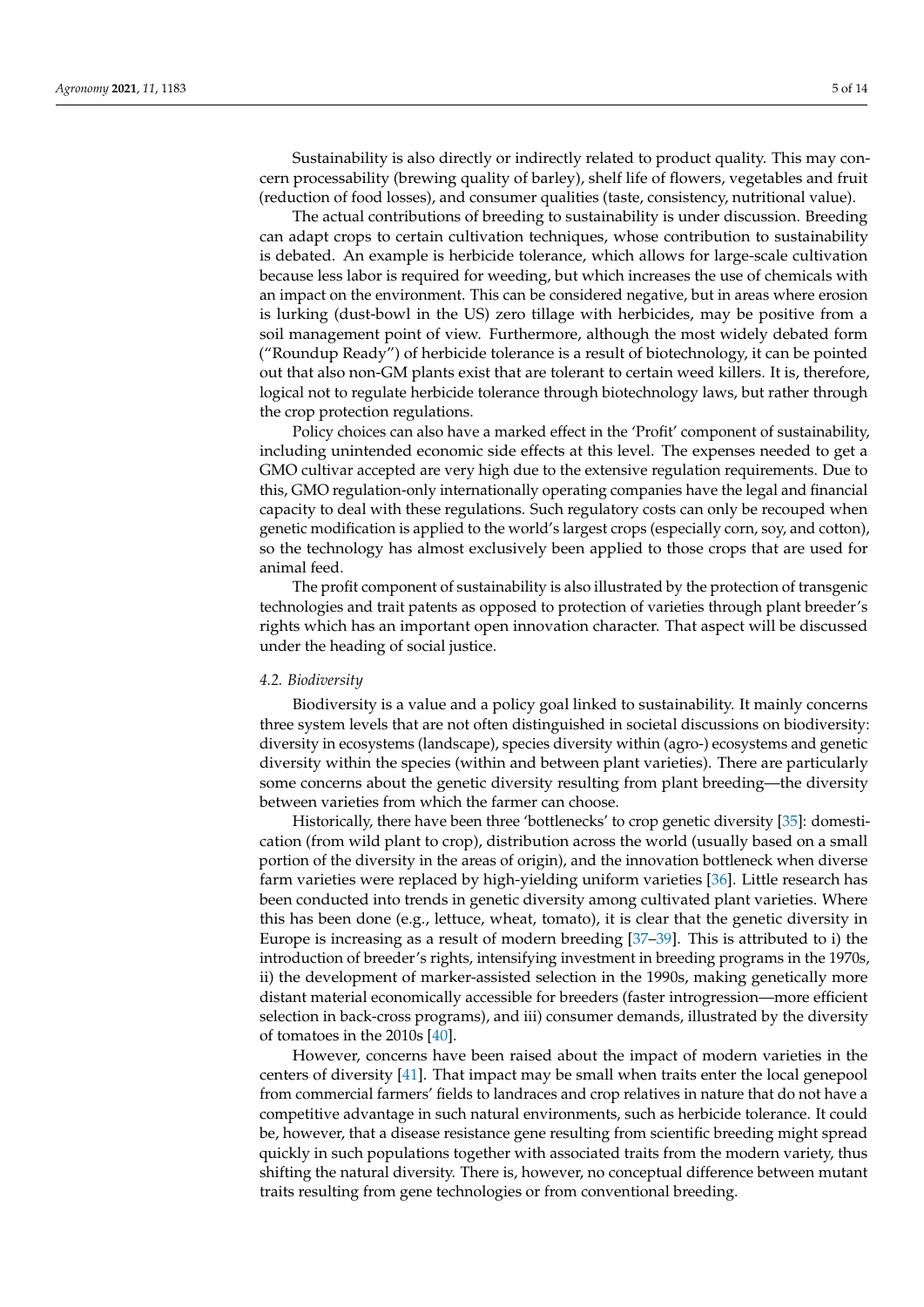Sustainability is also directly or indirectly related to product quality. This may concern processability (brewing quality of barley), shelf life of flowers, vegetables and fruit (reduction of food losses), and consumer qualities (taste, consistency, nutritional value).

The actual contributions of breeding to sustainability is under discussion. Breeding can adapt crops to certain cultivation techniques, whose contribution to sustainability is debated. An example is herbicide tolerance, which allows for large-scale cultivation because less labor is required for weeding, but which increases the use of chemicals with an impact on the environment. This can be considered negative, but in areas where erosion is lurking (dust-bowl in the US) zero tillage with herbicides, may be positive from a soil management point of view. Furthermore, although the most widely debated form ("Roundup Ready") of herbicide tolerance is a result of biotechnology, it can be pointed out that also non-GM plants exist that are tolerant to certain weed killers. It is, therefore, logical not to regulate herbicide tolerance through biotechnology laws, but rather through the crop protection regulations.

Policy choices can also have a marked effect in the 'Profit' component of sustainability, including unintended economic side effects at this level. The expenses needed to get a GMO cultivar accepted are very high due to the extensive regulation requirements. Due to this, GMO regulation-only internationally operating companies have the legal and financial capacity to deal with these regulations. Such regulatory costs can only be recouped when genetic modification is applied to the world's largest crops (especially corn, soy, and cotton), so the technology has almost exclusively been applied to those crops that are used for animal feed.

The profit component of sustainability is also illustrated by the protection of transgenic technologies and trait patents as opposed to protection of varieties through plant breeder's rights which has an important open innovation character. That aspect will be discussed under the heading of social justice.

### *4.2. Biodiversity*

Biodiversity is a value and a policy goal linked to sustainability. It mainly concerns three system levels that are not often distinguished in societal discussions on biodiversity: diversity in ecosystems (landscape), species diversity within (agro-) ecosystems and genetic diversity within the species (within and between plant varieties). There are particularly some concerns about the genetic diversity resulting from plant breeding—the diversity between varieties from which the farmer can choose.

Historically, there have been three 'bottlenecks' to crop genetic diversity [35]: domestication (from wild plant to crop), distribution across the world (usually based on a small portion of the diversity in the areas of origin), and the innovation bottleneck when diverse farm varieties were replaced by high-yielding uniform varieties [36]. Little research has been conducted into trends in genetic diversity among cultivated plant varieties. Where this has been done (e.g., lettuce, wheat, tomato), it is clear that the genetic diversity in Europe is increasing as a result of modern breeding [37–39]. This is attributed to i) the introduction of breeder's rights, intensifying investment in breeding programs in the 1970s, ii) the development of marker-assisted selection in the 1990s, making genetically more distant material economically accessible for breeders (faster introgression—more efficient selection in back-cross programs), and iii) consumer demands, illustrated by the diversity of tomatoes in the 2010s [40].

However, concerns have been raised about the impact of modern varieties in the centers of diversity [41]. That impact may be small when traits enter the local genepool from commercial farmers' fields to landraces and crop relatives in nature that do not have a competitive advantage in such natural environments, such as herbicide tolerance. It could be, however, that a disease resistance gene resulting from scientific breeding might spread quickly in such populations together with associated traits from the modern variety, thus shifting the natural diversity. There is, however, no conceptual difference between mutant traits resulting from gene technologies or from conventional breeding.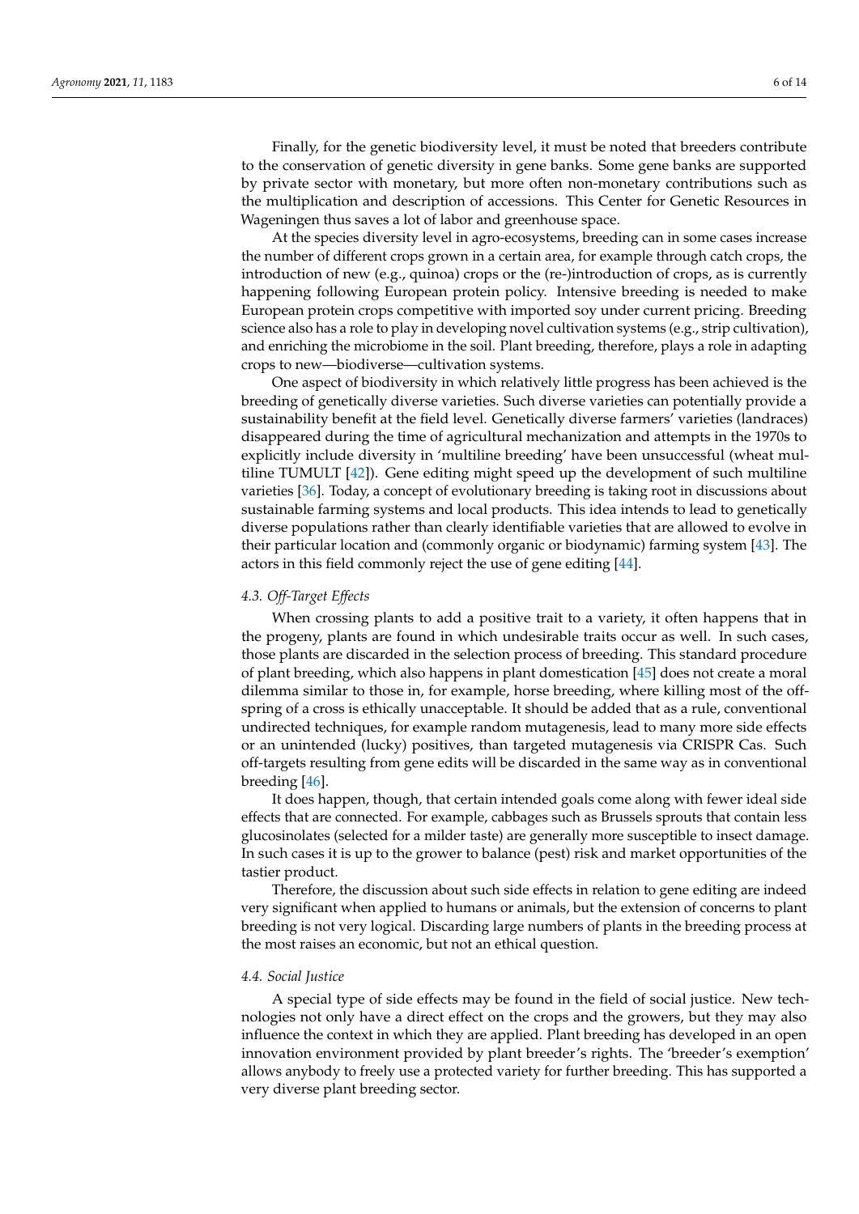Finally, for the genetic biodiversity level, it must be noted that breeders contribute to the conservation of genetic diversity in gene banks. Some gene banks are supported by private sector with monetary, but more often non-monetary contributions such as the multiplication and description of accessions. This Center for Genetic Resources in Wageningen thus saves a lot of labor and greenhouse space.

At the species diversity level in agro-ecosystems, breeding can in some cases increase the number of different crops grown in a certain area, for example through catch crops, the introduction of new (e.g., quinoa) crops or the (re-)introduction of crops, as is currently happening following European protein policy. Intensive breeding is needed to make European protein crops competitive with imported soy under current pricing. Breeding science also has a role to play in developing novel cultivation systems (e.g., strip cultivation), and enriching the microbiome in the soil. Plant breeding, therefore, plays a role in adapting crops to new—biodiverse—cultivation systems.

One aspect of biodiversity in which relatively little progress has been achieved is the breeding of genetically diverse varieties. Such diverse varieties can potentially provide a sustainability benefit at the field level. Genetically diverse farmers' varieties (landraces) disappeared during the time of agricultural mechanization and attempts in the 1970s to explicitly include diversity in 'multiline breeding' have been unsuccessful (wheat multiline TUMULT [42]). Gene editing might speed up the development of such multiline varieties [36]. Today, a concept of evolutionary breeding is taking root in discussions about sustainable farming systems and local products. This idea intends to lead to genetically diverse populations rather than clearly identifiable varieties that are allowed to evolve in their particular location and (commonly organic or biodynamic) farming system [43]. The actors in this field commonly reject the use of gene editing [44].

### *4.3. Off-Target Effects*

When crossing plants to add a positive trait to a variety, it often happens that in the progeny, plants are found in which undesirable traits occur as well. In such cases, those plants are discarded in the selection process of breeding. This standard procedure of plant breeding, which also happens in plant domestication [45] does not create a moral dilemma similar to those in, for example, horse breeding, where killing most of the offspring of a cross is ethically unacceptable. It should be added that as a rule, conventional undirected techniques, for example random mutagenesis, lead to many more side effects or an unintended (lucky) positives, than targeted mutagenesis via CRISPR Cas. Such off-targets resulting from gene edits will be discarded in the same way as in conventional breeding [46].

It does happen, though, that certain intended goals come along with fewer ideal side effects that are connected. For example, cabbages such as Brussels sprouts that contain less glucosinolates (selected for a milder taste) are generally more susceptible to insect damage. In such cases it is up to the grower to balance (pest) risk and market opportunities of the tastier product.

Therefore, the discussion about such side effects in relation to gene editing are indeed very significant when applied to humans or animals, but the extension of concerns to plant breeding is not very logical. Discarding large numbers of plants in the breeding process at the most raises an economic, but not an ethical question.

### *4.4. Social Justice*

A special type of side effects may be found in the field of social justice. New technologies not only have a direct effect on the crops and the growers, but they may also influence the context in which they are applied. Plant breeding has developed in an open innovation environment provided by plant breeder's rights. The 'breeder's exemption' allows anybody to freely use a protected variety for further breeding. This has supported a very diverse plant breeding sector.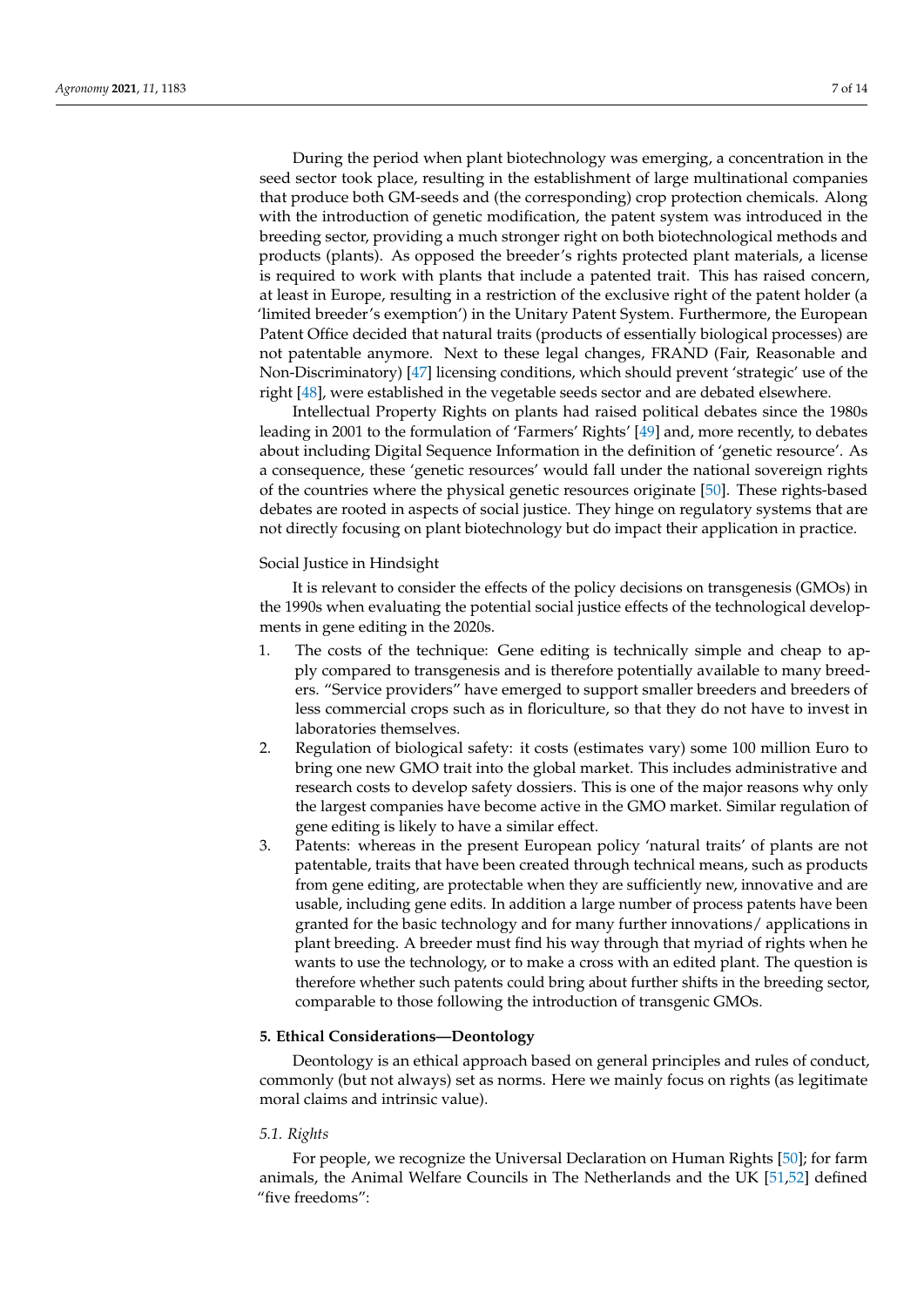During the period when plant biotechnology was emerging, a concentration in the seed sector took place, resulting in the establishment of large multinational companies that produce both GM-seeds and (the corresponding) crop protection chemicals. Along with the introduction of genetic modification, the patent system was introduced in the breeding sector, providing a much stronger right on both biotechnological methods and products (plants). As opposed the breeder's rights protected plant materials, a license is required to work with plants that include a patented trait. This has raised concern, at least in Europe, resulting in a restriction of the exclusive right of the patent holder (a 'limited breeder's exemption') in the Unitary Patent System. Furthermore, the European Patent Office decided that natural traits (products of essentially biological processes) are not patentable anymore. Next to these legal changes, FRAND (Fair, Reasonable and Non-Discriminatory) [47] licensing conditions, which should prevent 'strategic' use of the right [48], were established in the vegetable seeds sector and are debated elsewhere.

Intellectual Property Rights on plants had raised political debates since the 1980s leading in 2001 to the formulation of 'Farmers' Rights' [49] and, more recently, to debates about including Digital Sequence Information in the definition of 'genetic resource'. As a consequence, these 'genetic resources' would fall under the national sovereign rights of the countries where the physical genetic resources originate [50]. These rights-based debates are rooted in aspects of social justice. They hinge on regulatory systems that are not directly focusing on plant biotechnology but do impact their application in practice.

Social Justice in Hindsight

It is relevant to consider the effects of the policy decisions on transgenesis (GMOs) in the 1990s when evaluating the potential social justice effects of the technological developments in gene editing in the 2020s.

1. The costs of the technique: Gene editing is technically simple and cheap to apply compared to transgenesis and is therefore potentially available to many breeders. "Service providers" have emerged to support smaller breeders and breeders of less commercial crops such as in floriculture, so that they do not have to invest in laboratories themselves.
2. Regulation of biological safety: it costs (estimates vary) some 100 million Euro to bring one new GMO trait into the global market. This includes administrative and research costs to develop safety dossiers. This is one of the major reasons why only the largest companies have become active in the GMO market. Similar regulation of gene editing is likely to have a similar effect.
3. Patents: whereas in the present European policy 'natural traits' of plants are not patentable, traits that have been created through technical means, such as products from gene editing, are protectable when they are sufficiently new, innovative and are usable, including gene edits. In addition a large number of process patents have been granted for the basic technology and for many further innovations/ applications in plant breeding. A breeder must find his way through that myriad of rights when he wants to use the technology, or to make a cross with an edited plant. The question is therefore whether such patents could bring about further shifts in the breeding sector, comparable to those following the introduction of transgenic GMOs.

## 5. Ethical Considerations—Deontology

Deontology is an ethical approach based on general principles and rules of conduct, commonly (but not always) set as norms. Here we mainly focus on rights (as legitimate moral claims and intrinsic value).

### *5.1. Rights*

For people, we recognize the Universal Declaration on Human Rights [50]; for farm animals, the Animal Welfare Councils in The Netherlands and the UK [51,52] defined "five freedoms":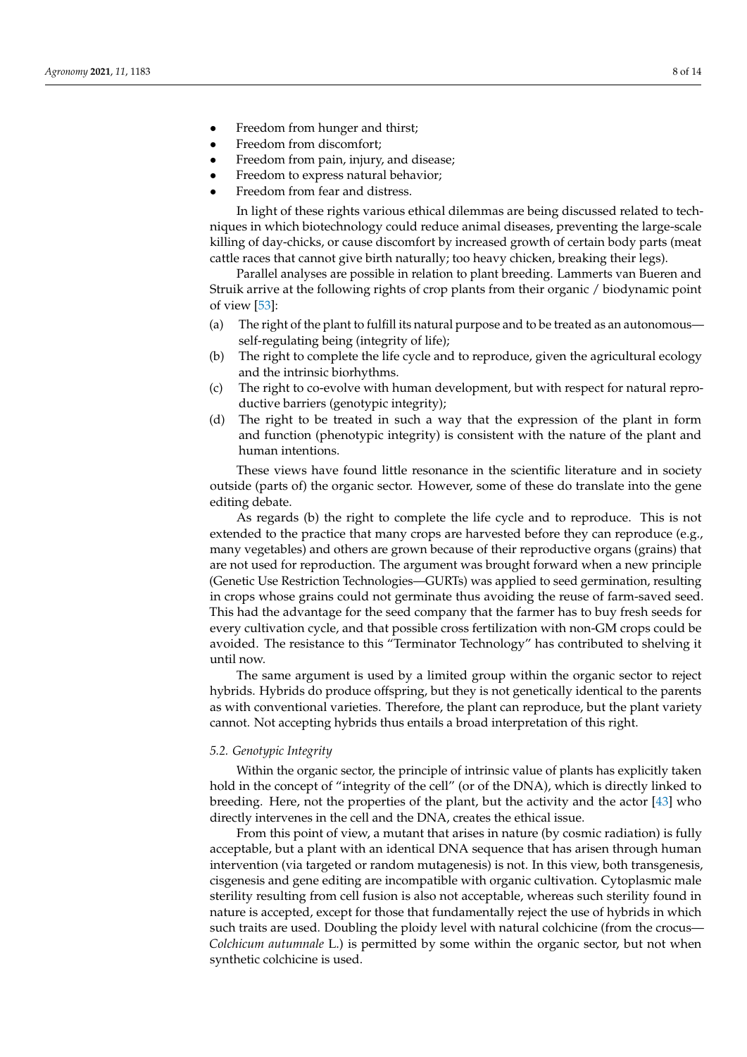- Freedom from hunger and thirst;
- Freedom from discomfort;
- Freedom from pain, injury, and disease;
- Freedom to express natural behavior;
- Freedom from fear and distress.

In light of these rights various ethical dilemmas are being discussed related to techniques in which biotechnology could reduce animal diseases, preventing the large-scale killing of day-chicks, or cause discomfort by increased growth of certain body parts (meat cattle races that cannot give birth naturally; too heavy chicken, breaking their legs).

Parallel analyses are possible in relation to plant breeding. Lammerts van Bueren and Struik arrive at the following rights of crop plants from their organic / biodynamic point of view [53]:

(a) The right of the plant to fulfill its natural purpose and to be treated as an autonomous—self-regulating being (integrity of life);
(b) The right to complete the life cycle and to reproduce, given the agricultural ecology and the intrinsic biorhythms.
(c) The right to co-evolve with human development, but with respect for natural reproductive barriers (genotypic integrity);
(d) The right to be treated in such a way that the expression of the plant in form and function (phenotypic integrity) is consistent with the nature of the plant and human intentions.

These views have found little resonance in the scientific literature and in society outside (parts of) the organic sector. However, some of these do translate into the gene editing debate.

As regards (b) the right to complete the life cycle and to reproduce. This is not extended to the practice that many crops are harvested before they can reproduce (e.g., many vegetables) and others are grown because of their reproductive organs (grains) that are not used for reproduction. The argument was brought forward when a new principle (Genetic Use Restriction Technologies—GURTs) was applied to seed germination, resulting in crops whose grains could not germinate thus avoiding the reuse of farm-saved seed. This had the advantage for the seed company that the farmer has to buy fresh seeds for every cultivation cycle, and that possible cross fertilization with non-GM crops could be avoided. The resistance to this "Terminator Technology" has contributed to shelving it until now.

The same argument is used by a limited group within the organic sector to reject hybrids. Hybrids do produce offspring, but they is not genetically identical to the parents as with conventional varieties. Therefore, the plant can reproduce, but the plant variety cannot. Not accepting hybrids thus entails a broad interpretation of this right.

### *5.2. Genotypic Integrity*

Within the organic sector, the principle of intrinsic value of plants has explicitly taken hold in the concept of "integrity of the cell" (or of the DNA), which is directly linked to breeding. Here, not the properties of the plant, but the activity and the actor [43] who directly intervenes in the cell and the DNA, creates the ethical issue.

From this point of view, a mutant that arises in nature (by cosmic radiation) is fully acceptable, but a plant with an identical DNA sequence that has arisen through human intervention (via targeted or random mutagenesis) is not. In this view, both transgenesis, cisgenesis and gene editing are incompatible with organic cultivation. Cytoplasmic male sterility resulting from cell fusion is also not acceptable, whereas such sterility found in nature is accepted, except for those that fundamentally reject the use of hybrids in which such traits are used. Doubling the ploidy level with natural colchicine (from the crocus—*Colchicum autumnale* L.) is permitted by some within the organic sector, but not when synthetic colchicine is used.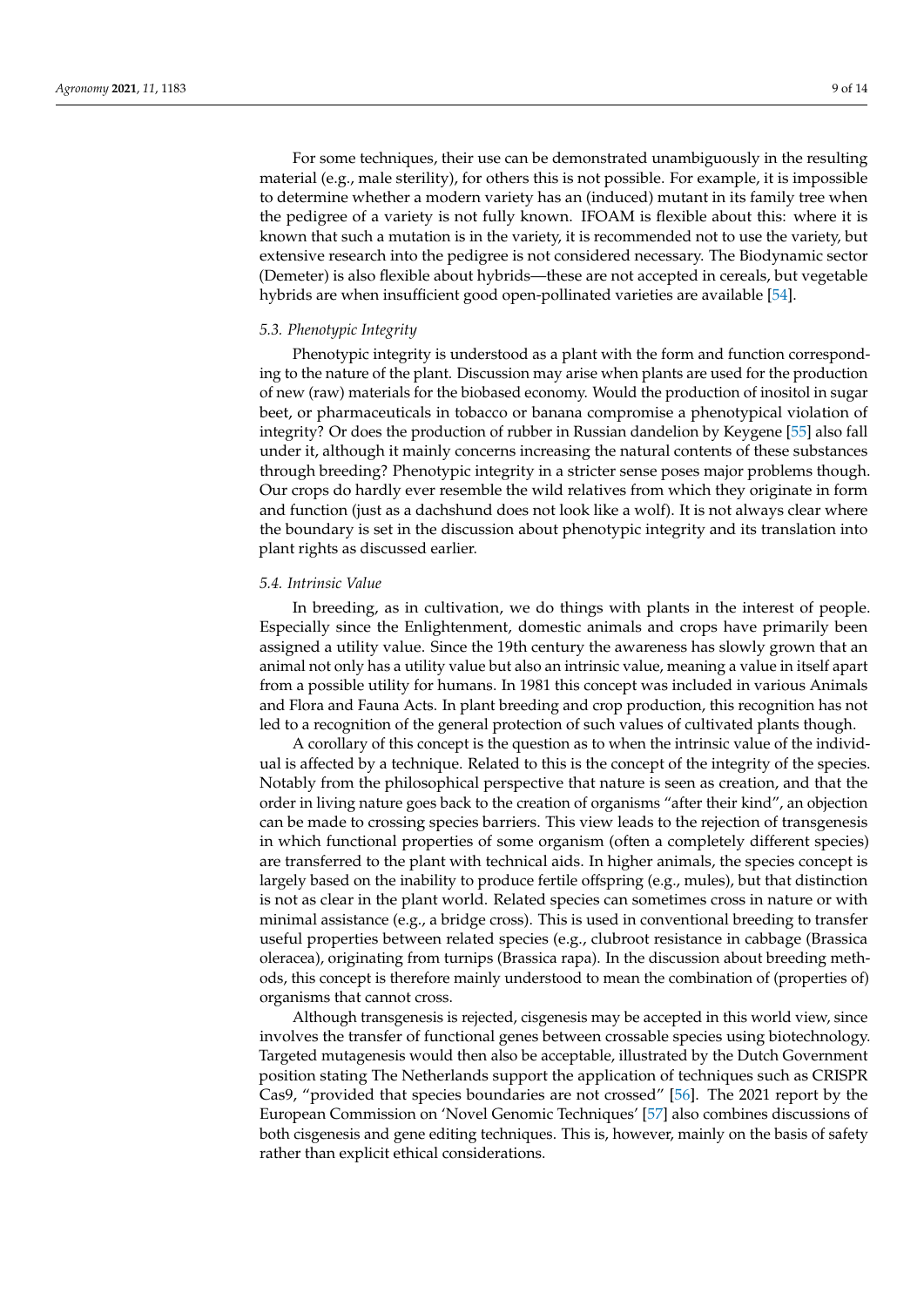For some techniques, their use can be demonstrated unambiguously in the resulting material (e.g., male sterility), for others this is not possible. For example, it is impossible to determine whether a modern variety has an (induced) mutant in its family tree when the pedigree of a variety is not fully known. IFOAM is flexible about this: where it is known that such a mutation is in the variety, it is recommended not to use the variety, but extensive research into the pedigree is not considered necessary. The Biodynamic sector (Demeter) is also flexible about hybrids—these are not accepted in cereals, but vegetable hybrids are when insufficient good open-pollinated varieties are available [54].

### *5.3. Phenotypic Integrity*

Phenotypic integrity is understood as a plant with the form and function corresponding to the nature of the plant. Discussion may arise when plants are used for the production of new (raw) materials for the biobased economy. Would the production of inositol in sugar beet, or pharmaceuticals in tobacco or banana compromise a phenotypical violation of integrity? Or does the production of rubber in Russian dandelion by Keygene [55] also fall under it, although it mainly concerns increasing the natural contents of these substances through breeding? Phenotypic integrity in a stricter sense poses major problems though. Our crops do hardly ever resemble the wild relatives from which they originate in form and function (just as a dachshund does not look like a wolf). It is not always clear where the boundary is set in the discussion about phenotypic integrity and its translation into plant rights as discussed earlier.

### *5.4. Intrinsic Value*

In breeding, as in cultivation, we do things with plants in the interest of people. Especially since the Enlightenment, domestic animals and crops have primarily been assigned a utility value. Since the 19th century the awareness has slowly grown that an animal not only has a utility value but also an intrinsic value, meaning a value in itself apart from a possible utility for humans. In 1981 this concept was included in various Animals and Flora and Fauna Acts. In plant breeding and crop production, this recognition has not led to a recognition of the general protection of such values of cultivated plants though.

A corollary of this concept is the question as to when the intrinsic value of the individual is affected by a technique. Related to this is the concept of the integrity of the species. Notably from the philosophical perspective that nature is seen as creation, and that the order in living nature goes back to the creation of organisms "after their kind", an objection can be made to crossing species barriers. This view leads to the rejection of transgenesis in which functional properties of some organism (often a completely different species) are transferred to the plant with technical aids. In higher animals, the species concept is largely based on the inability to produce fertile offspring (e.g., mules), but that distinction is not as clear in the plant world. Related species can sometimes cross in nature or with minimal assistance (e.g., a bridge cross). This is used in conventional breeding to transfer useful properties between related species (e.g., clubroot resistance in cabbage (Brassica oleracea), originating from turnips (Brassica rapa). In the discussion about breeding methods, this concept is therefore mainly understood to mean the combination of (properties of) organisms that cannot cross.

Although transgenesis is rejected, cisgenesis may be accepted in this world view, since involves the transfer of functional genes between crossable species using biotechnology. Targeted mutagenesis would then also be acceptable, illustrated by the Dutch Government position stating The Netherlands support the application of techniques such as CRISPR Cas9, "provided that species boundaries are not crossed" [56]. The 2021 report by the European Commission on 'Novel Genomic Techniques' [57] also combines discussions of both cisgenesis and gene editing techniques. This is, however, mainly on the basis of safety rather than explicit ethical considerations.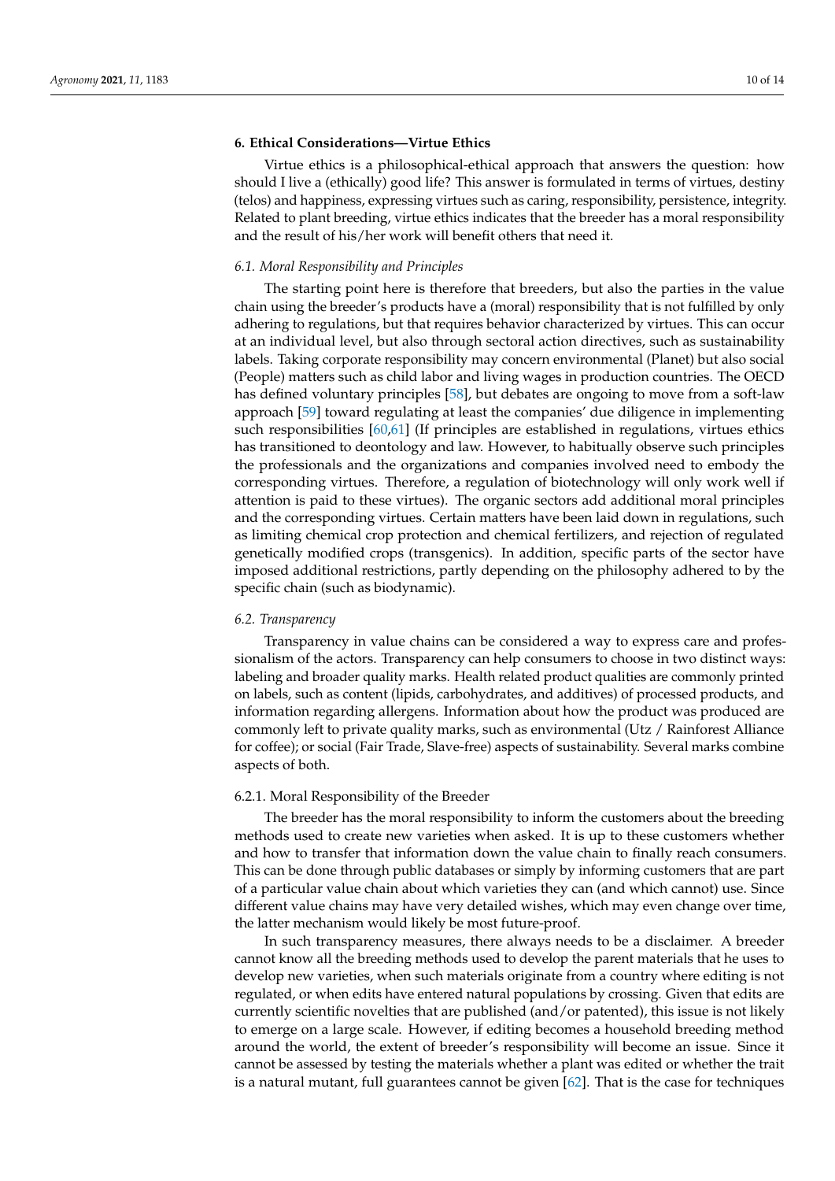## 6. Ethical Considerations—Virtue Ethics

Virtue ethics is a philosophical-ethical approach that answers the question: how should I live a (ethically) good life? This answer is formulated in terms of virtues, destiny (telos) and happiness, expressing virtues such as caring, responsibility, persistence, integrity. Related to plant breeding, virtue ethics indicates that the breeder has a moral responsibility and the result of his/her work will benefit others that need it.

### *6.1. Moral Responsibility and Principles*

The starting point here is therefore that breeders, but also the parties in the value chain using the breeder's products have a (moral) responsibility that is not fulfilled by only adhering to regulations, but that requires behavior characterized by virtues. This can occur at an individual level, but also through sectoral action directives, such as sustainability labels. Taking corporate responsibility may concern environmental (Planet) but also social (People) matters such as child labor and living wages in production countries. The OECD has defined voluntary principles [58], but debates are ongoing to move from a soft-law approach [59] toward regulating at least the companies' due diligence in implementing such responsibilities [60,61] (If principles are established in regulations, virtues ethics has transitioned to deontology and law. However, to habitually observe such principles the professionals and the organizations and companies involved need to embody the corresponding virtues. Therefore, a regulation of biotechnology will only work well if attention is paid to these virtues). The organic sectors add additional moral principles and the corresponding virtues. Certain matters have been laid down in regulations, such as limiting chemical crop protection and chemical fertilizers, and rejection of regulated genetically modified crops (transgenics). In addition, specific parts of the sector have imposed additional restrictions, partly depending on the philosophy adhered to by the specific chain (such as biodynamic).

### *6.2. Transparency*

Transparency in value chains can be considered a way to express care and professionalism of the actors. Transparency can help consumers to choose in two distinct ways: labeling and broader quality marks. Health related product qualities are commonly printed on labels, such as content (lipids, carbohydrates, and additives) of processed products, and information regarding allergens. Information about how the product was produced are commonly left to private quality marks, such as environmental (Utz / Rainforest Alliance for coffee); or social (Fair Trade, Slave-free) aspects of sustainability. Several marks combine aspects of both.

#### 6.2.1. Moral Responsibility of the Breeder

The breeder has the moral responsibility to inform the customers about the breeding methods used to create new varieties when asked. It is up to these customers whether and how to transfer that information down the value chain to finally reach consumers. This can be done through public databases or simply by informing customers that are part of a particular value chain about which varieties they can (and which cannot) use. Since different value chains may have very detailed wishes, which may even change over time, the latter mechanism would likely be most future-proof.

In such transparency measures, there always needs to be a disclaimer. A breeder cannot know all the breeding methods used to develop the parent materials that he uses to develop new varieties, when such materials originate from a country where editing is not regulated, or when edits have entered natural populations by crossing. Given that edits are currently scientific novelties that are published (and/or patented), this issue is not likely to emerge on a large scale. However, if editing becomes a household breeding method around the world, the extent of breeder's responsibility will become an issue. Since it cannot be assessed by testing the materials whether a plant was edited or whether the trait is a natural mutant, full guarantees cannot be given [62]. That is the case for techniques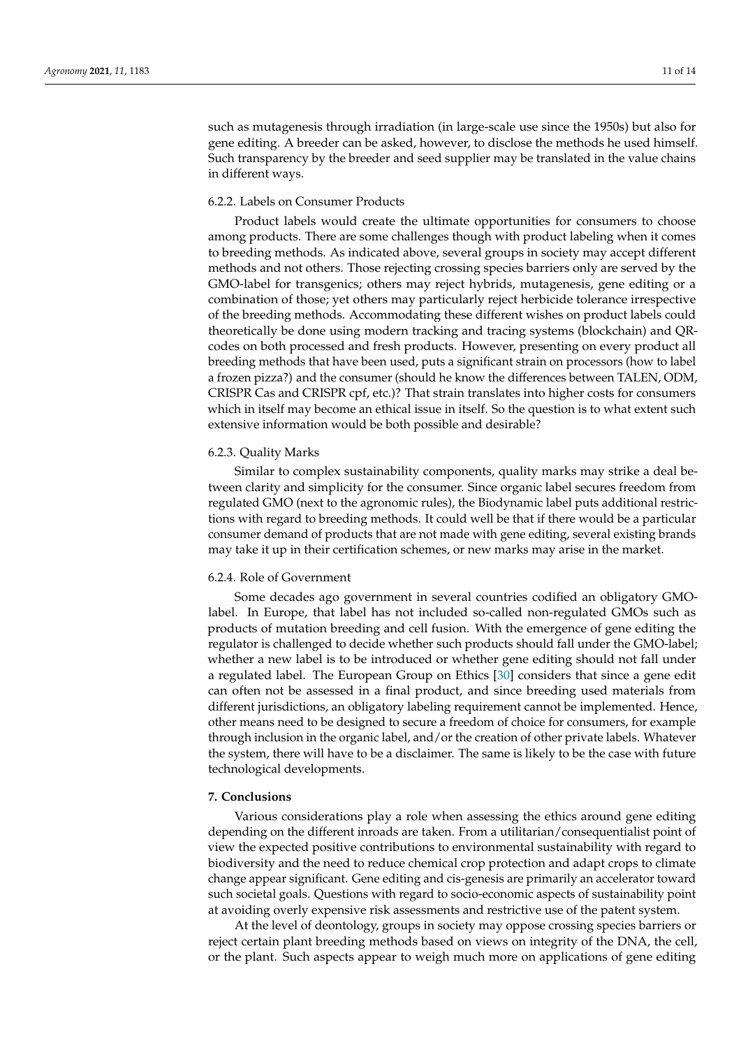such as mutagenesis through irradiation (in large-scale use since the 1950s) but also for gene editing. A breeder can be asked, however, to disclose the methods he used himself. Such transparency by the breeder and seed supplier may be translated in the value chains in different ways.

#### 6.2.2. Labels on Consumer Products

Product labels would create the ultimate opportunities for consumers to choose among products. There are some challenges though with product labeling when it comes to breeding methods. As indicated above, several groups in society may accept different methods and not others. Those rejecting crossing species barriers only are served by the GMO-label for transgenics; others may reject hybrids, mutagenesis, gene editing or a combination of those; yet others may particularly reject herbicide tolerance irrespective of the breeding methods. Accommodating these different wishes on product labels could theoretically be done using modern tracking and tracing systems (blockchain) and QR-codes on both processed and fresh products. However, presenting on every product all breeding methods that have been used, puts a significant strain on processors (how to label a frozen pizza?) and the consumer (should he know the differences between TALEN, ODM, CRISPR Cas and CRISPR cpf, etc.)? That strain translates into higher costs for consumers which in itself may become an ethical issue in itself. So the question is to what extent such extensive information would be both possible and desirable?

#### 6.2.3. Quality Marks

Similar to complex sustainability components, quality marks may strike a deal between clarity and simplicity for the consumer. Since organic label secures freedom from regulated GMO (next to the agronomic rules), the Biodynamic label puts additional restrictions with regard to breeding methods. It could well be that if there would be a particular consumer demand of products that are not made with gene editing, several existing brands may take it up in their certification schemes, or new marks may arise in the market.

#### 6.2.4. Role of Government

Some decades ago government in several countries codified an obligatory GMO-label. In Europe, that label has not included so-called non-regulated GMOs such as products of mutation breeding and cell fusion. With the emergence of gene editing the regulator is challenged to decide whether such products should fall under the GMO-label; whether a new label is to be introduced or whether gene editing should not fall under a regulated label. The European Group on Ethics [30] considers that since a gene edit can often not be assessed in a final product, and since breeding used materials from different jurisdictions, an obligatory labeling requirement cannot be implemented. Hence, other means need to be designed to secure a freedom of choice for consumers, for example through inclusion in the organic label, and/or the creation of other private labels. Whatever the system, there will have to be a disclaimer. The same is likely to be the case with future technological developments.

## 7. Conclusions

Various considerations play a role when assessing the ethics around gene editing depending on the different inroads are taken. From a utilitarian/consequentialist point of view the expected positive contributions to environmental sustainability with regard to biodiversity and the need to reduce chemical crop protection and adapt crops to climate change appear significant. Gene editing and cis-genesis are primarily an accelerator toward such societal goals. Questions with regard to socio-economic aspects of sustainability point at avoiding overly expensive risk assessments and restrictive use of the patent system.

At the level of deontology, groups in society may oppose crossing species barriers or reject certain plant breeding methods based on views on integrity of the DNA, the cell, or the plant. Such aspects appear to weigh much more on applications of gene editing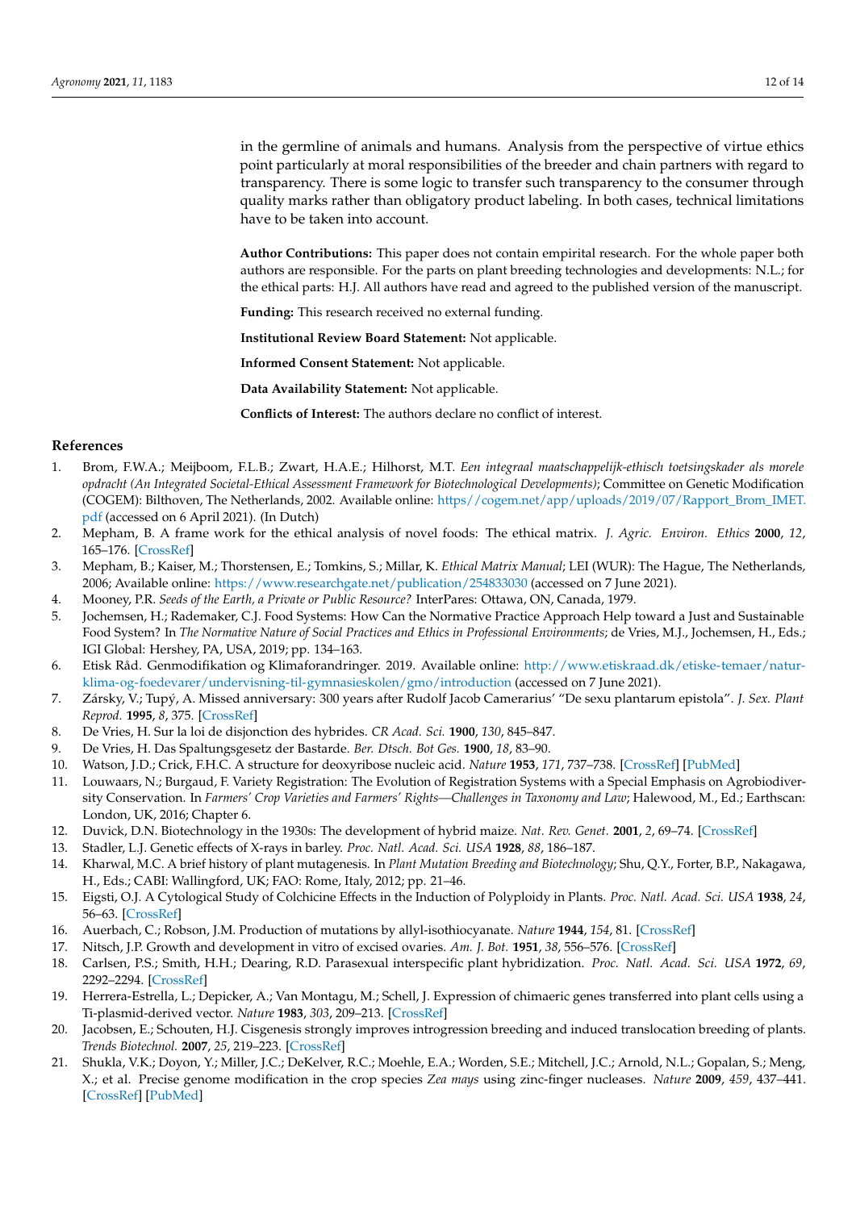in the germline of animals and humans. Analysis from the perspective of virtue ethics point particularly at moral responsibilities of the breeder and chain partners with regard to transparency. There is some logic to transfer such transparency to the consumer through quality marks rather than obligatory product labeling. In both cases, technical limitations have to be taken into account.

**Author Contributions:** This paper does not contain empirital research. For the whole paper both authors are responsible. For the parts on plant breeding technologies and developments: N.L.; for the ethical parts: H.J. All authors have read and agreed to the published version of the manuscript.

**Funding:** This research received no external funding.

**Institutional Review Board Statement:** Not applicable.

**Informed Consent Statement:** Not applicable.

**Data Availability Statement:** Not applicable.

**Conflicts of Interest:** The authors declare no conflict of interest.

## References

1. Brom, F.W.A.; Meijboom, F.L.B.; Zwart, H.A.E.; Hilhorst, M.T. *Een integraal maatschappelijk-ethisch toetsingskader als morele opdracht (An Integrated Societal-Ethical Assessment Framework for Biotechnological Developments)*; Committee on Genetic Modification (COGEM): Bilthoven, The Netherlands, 2002. Available online: https//cogem.net/app/uploads/2019/07/Rapport_Brom_IMET.pdf (accessed on 6 April 2021). (In Dutch)
2. Mepham, B. A frame work for the ethical analysis of novel foods: The ethical matrix. *J. Agric. Environ. Ethics* **2000**, *12*, 165–176. [CrossRef]
3. Mepham, B.; Kaiser, M.; Thorstensen, E.; Tomkins, S.; Millar, K. *Ethical Matrix Manual*; LEI (WUR): The Hague, The Netherlands, 2006; Available online: https://www.researchgate.net/publication/254833030 (accessed on 7 June 2021).
4. Mooney, P.R. *Seeds of the Earth, a Private or Public Resource?* InterPares: Ottawa, ON, Canada, 1979.
5. Jochemsen, H.; Rademaker, C.J. Food Systems: How Can the Normative Practice Approach Help toward a Just and Sustainable Food System? In *The Normative Nature of Social Practices and Ethics in Professional Environments*; de Vries, M.J., Jochemsen, H., Eds.; IGI Global: Hershey, PA, USA, 2019; pp. 134–163.
6. Etisk Råd. Genmodifikation og Klimaforandringer. 2019. Available online: http://www.etiskraad.dk/etiske-temaer/natur-klima-og-foedevarer/undervisning-til-gymnasieskolen/gmo/introduction (accessed on 7 June 2021).
7. Zársky, V.; Tupý, A. Missed anniversary: 300 years after Rudolf Jacob Camerarius' "De sexu plantarum epistola". *J. Sex. Plant Reprod.* **1995**, *8*, 375. [CrossRef]
8. De Vries, H. Sur la loi de disjonction des hybrides. *CR Acad. Sci.* **1900**, *130*, 845–847.
9. De Vries, H. Das Spaltungsgesetz der Bastarde. *Ber. Dtsch. Bot Ges.* **1900**, *18*, 83–90.
10. Watson, J.D.; Crick, F.H.C. A structure for deoxyribose nucleic acid. *Nature* **1953**, *171*, 737–738. [CrossRef] [PubMed]
11. Louwaars, N.; Burgaud, F. Variety Registration: The Evolution of Registration Systems with a Special Emphasis on Agrobiodiversity Conservation. In *Farmers' Crop Varieties and Farmers' Rights—Challenges in Taxonomy and Law*; Halewood, M., Ed.; Earthscan: London, UK, 2016; Chapter 6.
12. Duvick, D.N. Biotechnology in the 1930s: The development of hybrid maize. *Nat. Rev. Genet.* **2001**, *2*, 69–74. [CrossRef]
13. Stadler, L.J. Genetic effects of X-rays in barley. *Proc. Natl. Acad. Sci. USA* **1928**, *88*, 186–187.
14. Kharwal, M.C. A brief history of plant mutagenesis. In *Plant Mutation Breeding and Biotechnology*; Shu, Q.Y., Forter, B.P., Nakagawa, H., Eds.; CABI: Wallingford, UK; FAO: Rome, Italy, 2012; pp. 21–46.
15. Eigsti, O.J. A Cytological Study of Colchicine Effects in the Induction of Polyploidy in Plants. *Proc. Natl. Acad. Sci. USA* **1938**, *24*, 56–63. [CrossRef]
16. Auerbach, C.; Robson, J.M. Production of mutations by allyl-isothiocyanate. *Nature* **1944**, *154*, 81. [CrossRef]
17. Nitsch, J.P. Growth and development in vitro of excised ovaries. *Am. J. Bot.* **1951**, *38*, 556–576. [CrossRef]
18. Carlsen, P.S.; Smith, H.H.; Dearing, R.D. Parasexual interspecific plant hybridization. *Proc. Natl. Acad. Sci. USA* **1972**, *69*, 2292–2294. [CrossRef]
19. Herrera-Estrella, L.; Depicker, A.; Van Montagu, M.; Schell, J. Expression of chimaeric genes transferred into plant cells using a Ti-plasmid-derived vector. *Nature* **1983**, *303*, 209–213. [CrossRef]
20. Jacobsen, E.; Schouten, H.J. Cisgenesis strongly improves introgression breeding and induced translocation breeding of plants. *Trends Biotechnol.* **2007**, *25*, 219–223. [CrossRef]
21. Shukla, V.K.; Doyon, Y.; Miller, J.C.; DeKelver, R.C.; Moehle, E.A.; Worden, S.E.; Mitchell, J.C.; Arnold, N.L.; Gopalan, S.; Meng, X.; et al. Precise genome modification in the crop species *Zea mays* using zinc-finger nucleases. *Nature* **2009**, *459*, 437–441. [CrossRef] [PubMed]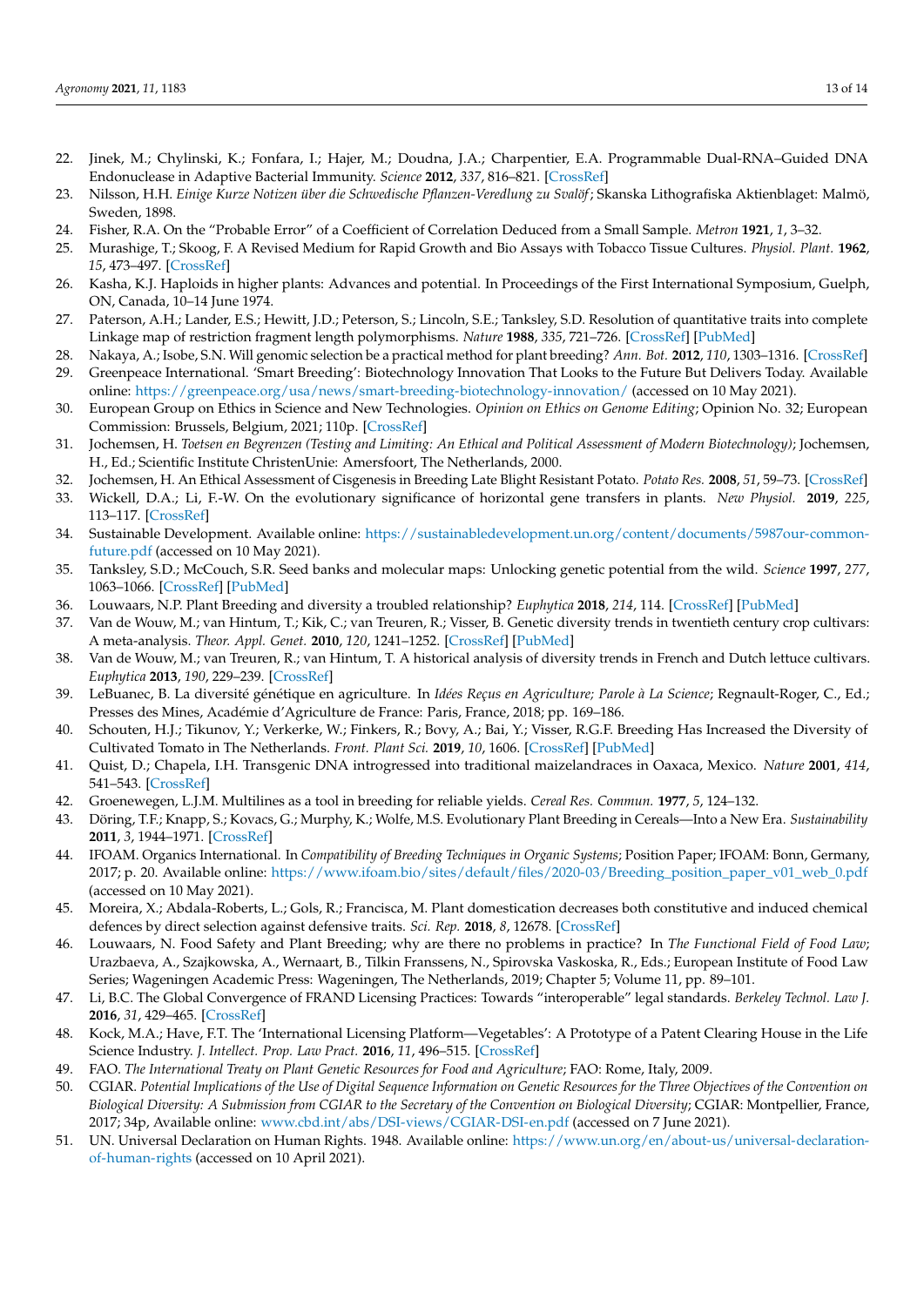22. Jinek, M.; Chylinski, K.; Fonfara, I.; Hajer, M.; Doudna, J.A.; Charpentier, E.A. Programmable Dual-RNA–Guided DNA Endonuclease in Adaptive Bacterial Immunity. *Science* **2012**, *337*, 816–821. [CrossRef]
23. Nilsson, H.H. *Einige Kurze Notizen über die Schwedische Pflanzen-Veredlung zu Svalöf*; Skanska Lithografiska Aktienblaget: Malmö, Sweden, 1898.
24. Fisher, R.A. On the "Probable Error" of a Coefficient of Correlation Deduced from a Small Sample. *Metron* **1921**, *1*, 3–32.
25. Murashige, T.; Skoog, F. A Revised Medium for Rapid Growth and Bio Assays with Tobacco Tissue Cultures. *Physiol. Plant.* **1962**, *15*, 473–497. [CrossRef]
26. Kasha, K.J. Haploids in higher plants: Advances and potential. In Proceedings of the First International Symposium, Guelph, ON, Canada, 10–14 June 1974.
27. Paterson, A.H.; Lander, E.S.; Hewitt, J.D.; Peterson, S.; Lincoln, S.E.; Tanksley, S.D. Resolution of quantitative traits into complete Linkage map of restriction fragment length polymorphisms. *Nature* **1988**, *335*, 721–726. [CrossRef] [PubMed]
28. Nakaya, A.; Isobe, S.N. Will genomic selection be a practical method for plant breeding? *Ann. Bot.* **2012**, *110*, 1303–1316. [CrossRef]
29. Greenpeace International. 'Smart Breeding': Biotechnology Innovation That Looks to the Future But Delivers Today. Available online: https://greenpeace.org/usa/news/smart-breeding-biotechnology-innovation/ (accessed on 10 May 2021).
30. European Group on Ethics in Science and New Technologies. *Opinion on Ethics on Genome Editing*; Opinion No. 32; European Commission: Brussels, Belgium, 2021; 110p. [CrossRef]
31. Jochemsen, H. *Toetsen en Begrenzen (Testing and Limiting: An Ethical and Political Assessment of Modern Biotechnology)*; Jochemsen, H., Ed.; Scientific Institute ChristenUnie: Amersfoort, The Netherlands, 2000.
32. Jochemsen, H. An Ethical Assessment of Cisgenesis in Breeding Late Blight Resistant Potato. *Potato Res.* **2008**, *51*, 59–73. [CrossRef]
33. Wickell, D.A.; Li, F.-W. On the evolutionary significance of horizontal gene transfers in plants. *New Physiol.* **2019**, *225*, 113–117. [CrossRef]
34. Sustainable Development. Available online: https://sustainabledevelopment.un.org/content/documents/5987our-common-future.pdf (accessed on 10 May 2021).
35. Tanksley, S.D.; McCouch, S.R. Seed banks and molecular maps: Unlocking genetic potential from the wild. *Science* **1997**, *277*, 1063–1066. [CrossRef] [PubMed]
36. Louwaars, N.P. Plant Breeding and diversity a troubled relationship? *Euphytica* **2018**, *214*, 114. [CrossRef] [PubMed]
37. Van de Wouw, M.; van Hintum, T.; Kik, C.; van Treuren, R.; Visser, B. Genetic diversity trends in twentieth century crop cultivars: A meta-analysis. *Theor. Appl. Genet.* **2010**, *120*, 1241–1252. [CrossRef] [PubMed]
38. Van de Wouw, M.; van Treuren, R.; van Hintum, T. A historical analysis of diversity trends in French and Dutch lettuce cultivars. *Euphytica* **2013**, *190*, 229–239. [CrossRef]
39. LeBuanec, B. La diversité génétique en agriculture. In *Idées Reçus en Agriculture; Parole à La Science*; Regnault-Roger, C., Ed.; Presses des Mines, Académie d'Agriculture de France: Paris, France, 2018; pp. 169–186.
40. Schouten, H.J.; Tikunov, Y.; Verkerke, W.; Finkers, R.; Bovy, A.; Bai, Y.; Visser, R.G.F. Breeding Has Increased the Diversity of Cultivated Tomato in The Netherlands. *Front. Plant Sci.* **2019**, *10*, 1606. [CrossRef] [PubMed]
41. Quist, D.; Chapela, I.H. Transgenic DNA introgressed into traditional maizelandraces in Oaxaca, Mexico. *Nature* **2001**, *414*, 541–543. [CrossRef]
42. Groenewegen, L.J.M. Multilines as a tool in breeding for reliable yields. *Cereal Res. Commun.* **1977**, *5*, 124–132.
43. Döring, T.F.; Knapp, S.; Kovacs, G.; Murphy, K.; Wolfe, M.S. Evolutionary Plant Breeding in Cereals—Into a New Era. *Sustainability* **2011**, *3*, 1944–1971. [CrossRef]
44. IFOAM. Organics International. In *Compatibility of Breeding Techniques in Organic Systems*; Position Paper; IFOAM: Bonn, Germany, 2017; p. 20. Available online: https://www.ifoam.bio/sites/default/files/2020-03/Breeding_position_paper_v01_web_0.pdf (accessed on 10 May 2021).
45. Moreira, X.; Abdala-Roberts, L.; Gols, R.; Francisca, M. Plant domestication decreases both constitutive and induced chemical defences by direct selection against defensive traits. *Sci. Rep.* **2018**, *8*, 12678. [CrossRef]
46. Louwaars, N. Food Safety and Plant Breeding; why are there no problems in practice? In *The Functional Field of Food Law*; Urazbaeva, A., Szajkowska, A., Wernaart, B., Tilkin Franssens, N., Spirovska Vaskoska, R., Eds.; European Institute of Food Law Series; Wageningen Academic Press: Wageningen, The Netherlands, 2019; Chapter 5; Volume 11, pp. 89–101.
47. Li, B.C. The Global Convergence of FRAND Licensing Practices: Towards "interoperable" legal standards. *Berkeley Technol. Law J.* **2016**, *31*, 429–465. [CrossRef]
48. Kock, M.A.; Have, F.T. The 'International Licensing Platform—Vegetables': A Prototype of a Patent Clearing House in the Life Science Industry. *J. Intellect. Prop. Law Pract.* **2016**, *11*, 496–515. [CrossRef]
49. FAO. *The International Treaty on Plant Genetic Resources for Food and Agriculture*; FAO: Rome, Italy, 2009.
50. CGIAR. *Potential Implications of the Use of Digital Sequence Information on Genetic Resources for the Three Objectives of the Convention on Biological Diversity: A Submission from CGIAR to the Secretary of the Convention on Biological Diversity*; CGIAR: Montpellier, France, 2017; 34p, Available online: www.cbd.int/abs/DSI-views/CGIAR-DSI-en.pdf (accessed on 7 June 2021).
51. UN. Universal Declaration on Human Rights. 1948. Available online: https://www.un.org/en/about-us/universal-declaration-of-human-rights (accessed on 10 April 2021).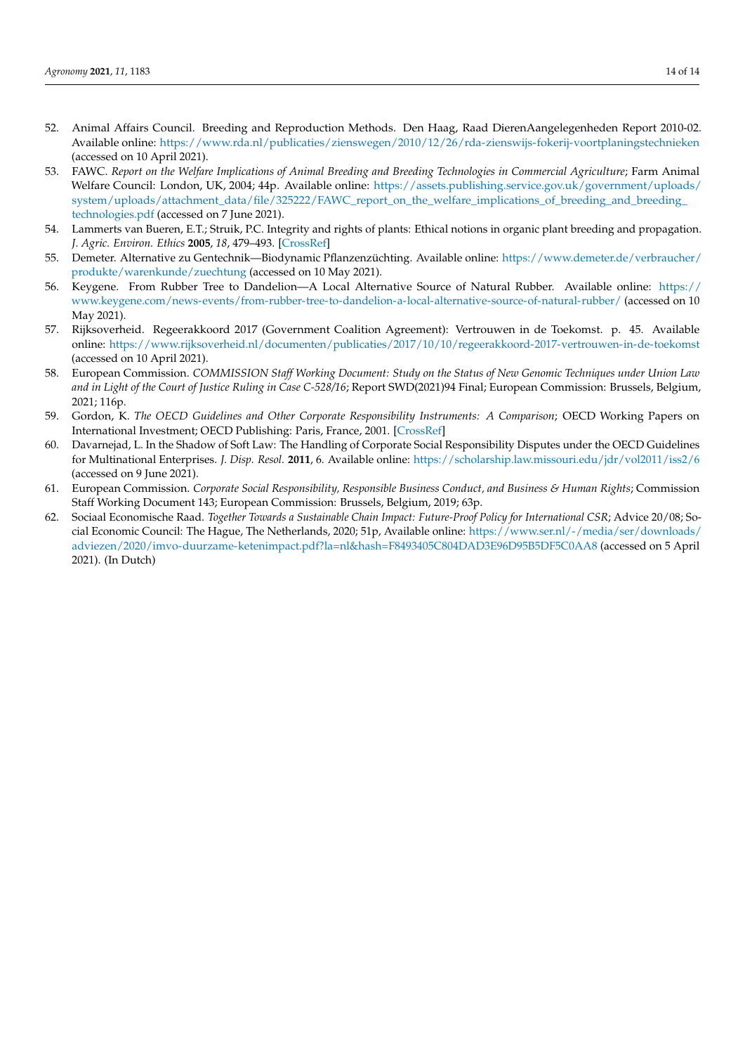52. Animal Affairs Council. Breeding and Reproduction Methods. Den Haag, Raad DierenAangelegenheden Report 2010-02. Available online: https://www.rda.nl/publicaties/zienswegen/2010/12/26/rda-zienswijs-fokerij-voortplaningstechnieken (accessed on 10 April 2021).
53. FAWC. *Report on the Welfare Implications of Animal Breeding and Breeding Technologies in Commercial Agriculture*; Farm Animal Welfare Council: London, UK, 2004; 44p. Available online: https://assets.publishing.service.gov.uk/government/uploads/system/uploads/attachment_data/file/325222/FAWC_report_on_the_welfare_implications_of_breeding_and_breeding_technologies.pdf (accessed on 7 June 2021).
54. Lammerts van Bueren, E.T.; Struik, P.C. Integrity and rights of plants: Ethical notions in organic plant breeding and propagation. *J. Agric. Environ. Ethics* **2005**, *18*, 479–493. [CrossRef]
55. Demeter. Alternative zu Gentechnik—Biodynamic Pflanzenzüchting. Available online: https://www.demeter.de/verbraucher/produkte/warenkunde/zuechtung (accessed on 10 May 2021).
56. Keygene. From Rubber Tree to Dandelion—A Local Alternative Source of Natural Rubber. Available online: https://www.keygene.com/news-events/from-rubber-tree-to-dandelion-a-local-alternative-source-of-natural-rubber/ (accessed on 10 May 2021).
57. Rijksoverheid. Regeerakkoord 2017 (Government Coalition Agreement): Vertrouwen in de Toekomst. p. 45. Available online: https://www.rijksoverheid.nl/documenten/publicaties/2017/10/10/regeerakkoord-2017-vertrouwen-in-de-toekomst (accessed on 10 April 2021).
58. European Commission. *COMMISSION Staff Working Document: Study on the Status of New Genomic Techniques under Union Law and in Light of the Court of Justice Ruling in Case C-528/16*; Report SWD(2021)94 Final; European Commission: Brussels, Belgium, 2021; 116p.
59. Gordon, K. *The OECD Guidelines and Other Corporate Responsibility Instruments: A Comparison*; OECD Working Papers on International Investment; OECD Publishing: Paris, France, 2001. [CrossRef]
60. Davarnejad, L. In the Shadow of Soft Law: The Handling of Corporate Social Responsibility Disputes under the OECD Guidelines for Multinational Enterprises. *J. Disp. Resol.* **2011**, 6. Available online: https://scholarship.law.missouri.edu/jdr/vol2011/iss2/6 (accessed on 9 June 2021).
61. European Commission. *Corporate Social Responsibility, Responsible Business Conduct, and Business & Human Rights*; Commission Staff Working Document 143; European Commission: Brussels, Belgium, 2019; 63p.
62. Sociaal Economische Raad. *Together Towards a Sustainable Chain Impact: Future-Proof Policy for International CSR*; Advice 20/08; Social Economic Council: The Hague, The Netherlands, 2020; 51p, Available online: https://www.ser.nl/-/media/ser/downloads/adviezen/2020/imvo-duurzame-ketenimpact.pdf?la=nl&hash=F8493405C804DAD3E96D95B5DF5C0AA8 (accessed on 5 April 2021). (In Dutch)